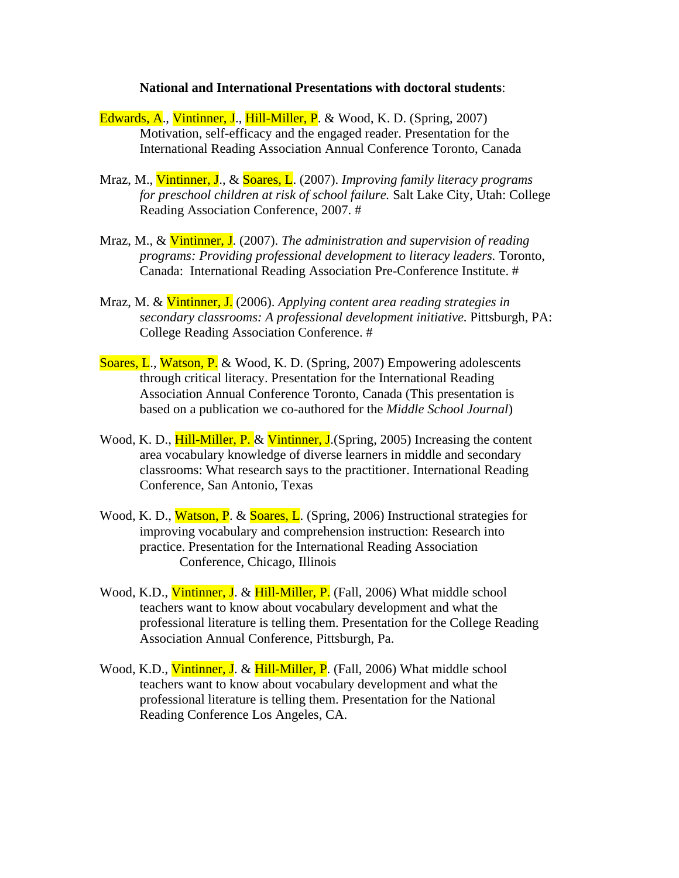**National and International Presentations with doctoral students**:

Edwards, A., Vintinner, J., Hill-Miller, P. & Wood, K. D. (Spring, 2007) Motivation, self-efficacy and the engaged reader. Presentation for the International Reading Association Annual Conference Toronto, Canada

Mraz, M., Vintinner, J., & Soares, L. (2007). *Improving family literacy programs for preschool children at risk of school failure.* Salt Lake City, Utah: College Reading Association Conference, 2007. #

Mraz, M., & Vintinner, J. (2007). *The administration and supervision of reading programs: Providing professional development to literacy leaders.* Toronto, Canada: International Reading Association Pre-Conference Institute. #

Mraz, M. & Vintinner, J. (2006). *Applying content area reading strategies in secondary classrooms: A professional development initiative.* Pittsburgh, PA: College Reading Association Conference. #

Soares, L., Watson, P. & Wood, K. D. (Spring, 2007) Empowering adolescents through critical literacy. Presentation for the International Reading Association Annual Conference Toronto, Canada (This presentation is based on a publication we co-authored for the *Middle School Journal*)

Wood, K. D., Hill-Miller, P. & Vintinner, J.(Spring, 2005) Increasing the content area vocabulary knowledge of diverse learners in middle and secondary classrooms: What research says to the practitioner. International Reading Conference, San Antonio, Texas

Wood, K. D., Watson, P. & Soares, L. (Spring, 2006) Instructional strategies for improving vocabulary and comprehension instruction: Research into practice. Presentation for the International Reading Association Conference, Chicago, Illinois

Wood, K.D., Vintinner, J. & Hill-Miller, P. (Fall, 2006) What middle school teachers want to know about vocabulary development and what the professional literature is telling them. Presentation for the College Reading Association Annual Conference, Pittsburgh, Pa.

Wood, K.D., Vintinner, J. & Hill-Miller, P. (Fall, 2006) What middle school teachers want to know about vocabulary development and what the professional literature is telling them. Presentation for the National Reading Conference Los Angeles, CA.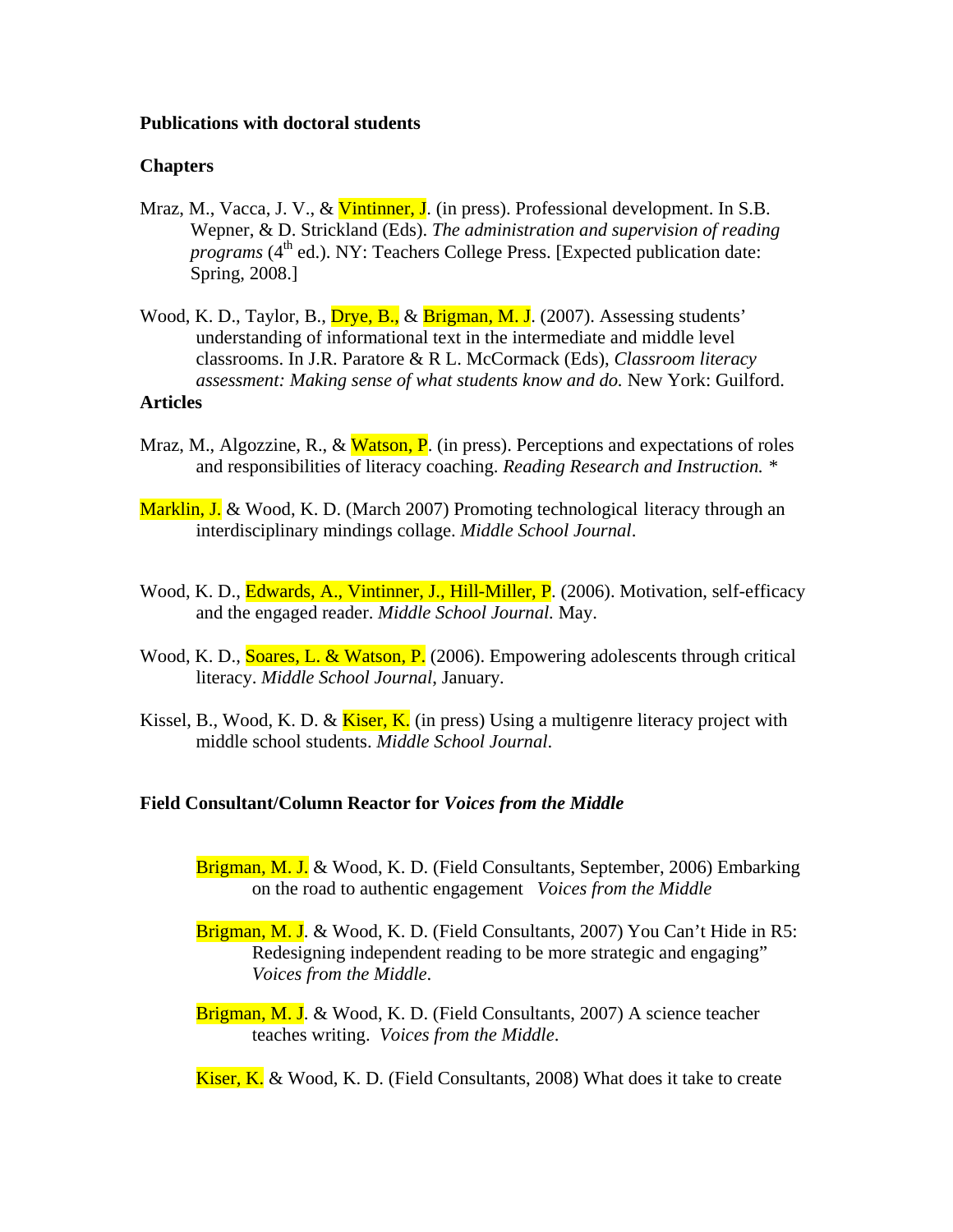**Publications with doctoral students**

**Chapters**

Mraz, M., Vacca, J. V., & Vintinner, J. (in press). Professional development. In S.B. Wepner, & D. Strickland (Eds). *The administration and supervision of reading programs* (4th ed.). NY: Teachers College Press. [Expected publication date: Spring, 2008.]

Wood, K. D., Taylor, B., Drye, B., & Brigman, M. J. (2007). Assessing students' understanding of informational text in the intermediate and middle level classrooms. In J.R. Paratore & R L. McCormack (Eds), *Classroom literacy assessment: Making sense of what students know and do.* New York: Guilford.

**Articles**

Mraz, M., Algozzine, R., & Watson, P. (in press). Perceptions and expectations of roles and responsibilities of literacy coaching. *Reading Research and Instruction.* *

Marklin, J. & Wood, K. D. (March 2007) Promoting technological literacy through an interdisciplinary mindings collage. *Middle School Journal*.

Wood, K. D., Edwards, A., Vintinner, J., Hill-Miller, P. (2006). Motivation, self-efficacy and the engaged reader. *Middle School Journal.* May.

Wood, K. D., Soares, L. & Watson, P. (2006). Empowering adolescents through critical literacy. *Middle School Journal*, January.

Kissel, B., Wood, K. D. & Kiser, K. (in press) Using a multigenre literacy project with middle school students. *Middle School Journal*.

**Field Consultant/Column Reactor for *Voices from the Middle***

Brigman, M. J. & Wood, K. D. (Field Consultants, September, 2006) Embarking on the road to authentic engagement *Voices from the Middle*

Brigman, M. J. & Wood, K. D. (Field Consultants, 2007) You Can't Hide in R5: Redesigning independent reading to be more strategic and engaging" *Voices from the Middle*.

Brigman, M. J. & Wood, K. D. (Field Consultants, 2007) A science teacher teaches writing. *Voices from the Middle*.

Kiser, K. & Wood, K. D. (Field Consultants, 2008) What does it take to create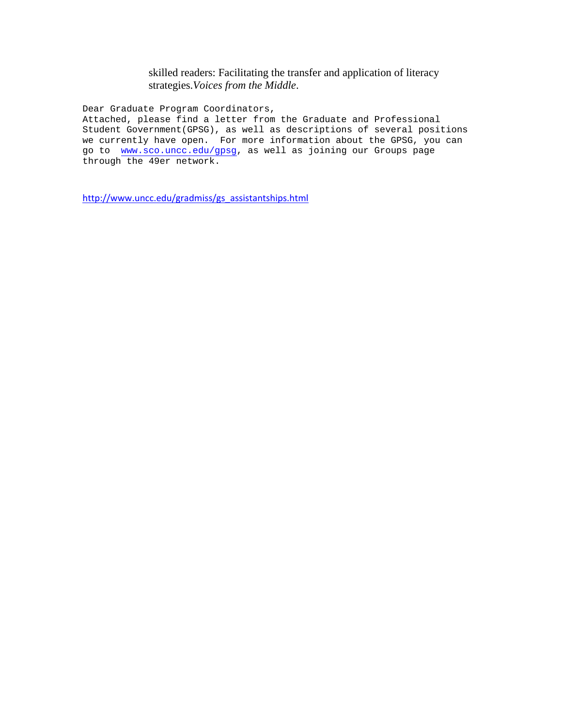skilled readers: Facilitating the transfer and application of literacy strategies. *Voices from the Middle*.

Dear Graduate Program Coordinators,
Attached, please find a letter from the Graduate and Professional Student Government(GPSG), as well as descriptions of several positions we currently have open. For more information about the GPSG, you can go to www.sco.uncc.edu/gpsg, as well as joining our Groups page through the 49er network.

http://www.uncc.edu/gradmiss/gs_assistantships.html